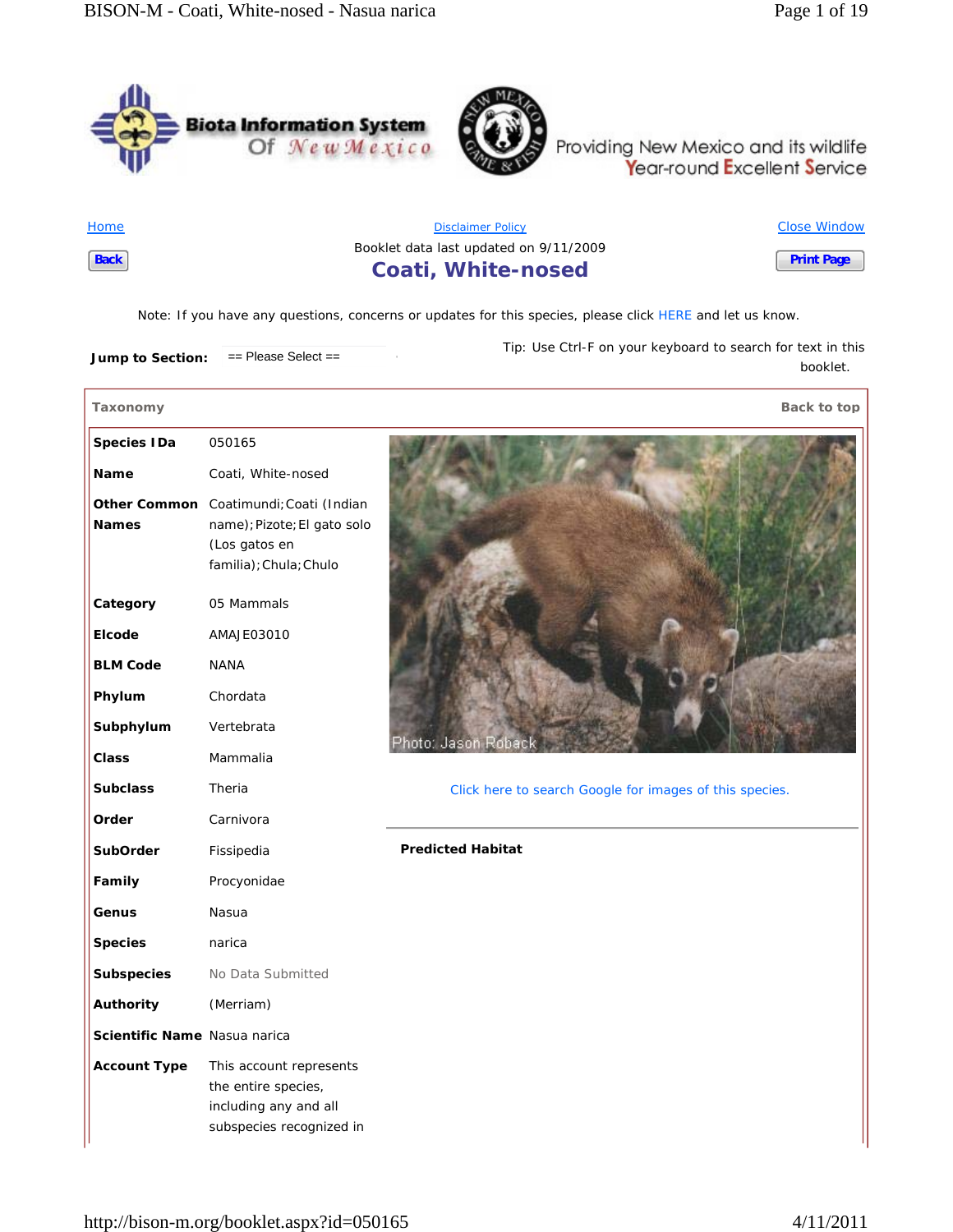Home | Disclaimer Policy | Close Window

Back | Print Page

Booklet data last updated on 9/11/2009

# Coati, White-nosed

Note: If you have any questions, concerns or updates for this species, please click HERE and let us know.

**Jump to Section:** == Please Select ==

Tip: Use Ctrl-F on your keyboard to search for text in this booklet.

## Taxonomy

Back to top

| | |
|---|---|
| **Species IDa** | 050165 |
| **Name** | Coati, White-nosed |
| **Other Common Names** | Coatimundi; Coati (Indian name); Pizote; El gato solo (Los gatos en familia); Chula; Chulo |
| **Category** | 05 Mammals |
| **Elcode** | AMAJE03010 |
| **BLM Code** | NANA |
| **Phylum** | Chordata |
| **Subphylum** | Vertebrata |
| **Class** | Mammalia |
| **Subclass** | Theria |
| **Order** | Carnivora |
| **SubOrder** | Fissipedia |
| **Family** | Procyonidae |
| **Genus** | Nasua |
| **Species** | narica |
| **Subspecies** | No Data Submitted |
| **Authority** | (Merriam) |
| **Scientific Name** | Nasua narica |
| **Account Type** | This account represents the entire species, including any and all subspecies recognized in |

Photo: Jason Roback

Click here to search Google for images of this species.

**Predicted Habitat**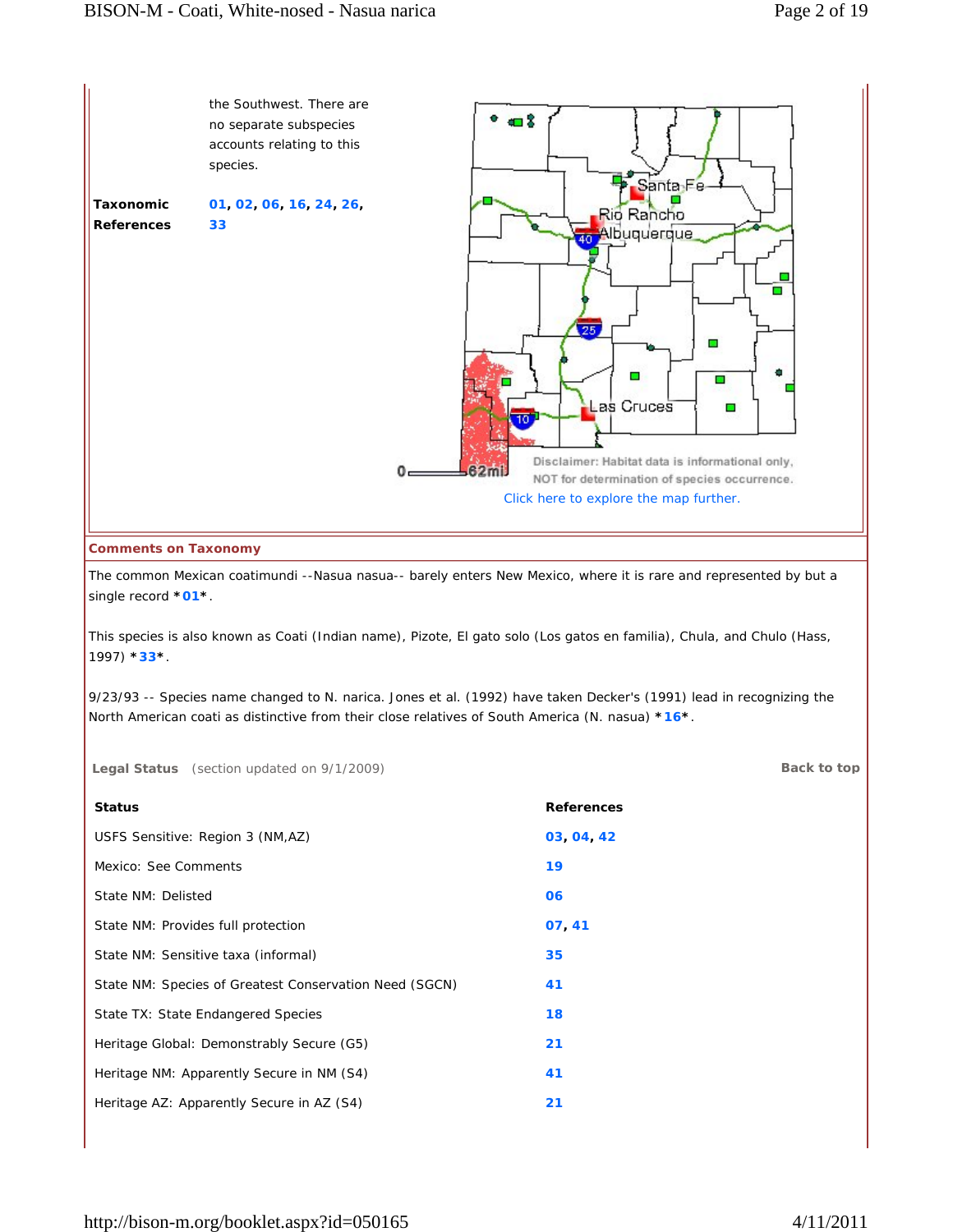the Southwest. There are no separate subspecies accounts relating to this species.

**Taxonomic References** 01, 02, 06, 16, 24, 26, 33

Disclaimer: Habitat data is informational only, NOT for determination of species occurrence.

Click here to explore the map further.

## Comments on Taxonomy

The common Mexican coatimundi --Nasua nasua-- barely enters New Mexico, where it is rare and represented by but a single record *01*.

This species is also known as Coati (Indian name), Pizote, El gato solo (Los gatos en familia), Chula, and Chulo (Hass, 1997) *33*.

9/23/93 -- Species name changed to N. narica. Jones et al. (1992) have taken Decker's (1991) lead in recognizing the North American coati as distinctive from their close relatives of South America (N. nasua) *16*.

**Legal Status** (section updated on 9/1/2009)

Back to top

| Status | References |
|---|---|
| USFS Sensitive: Region 3 (NM,AZ) | 03, 04, 42 |
| Mexico: See Comments | 19 |
| State NM: Delisted | 06 |
| State NM: Provides full protection | 07, 41 |
| State NM: Sensitive taxa (informal) | 35 |
| State NM: Species of Greatest Conservation Need (SGCN) | 41 |
| State TX: State Endangered Species | 18 |
| Heritage Global: Demonstrably Secure (G5) | 21 |
| Heritage NM: Apparently Secure in NM (S4) | 41 |
| Heritage AZ: Apparently Secure in AZ (S4) | 21 |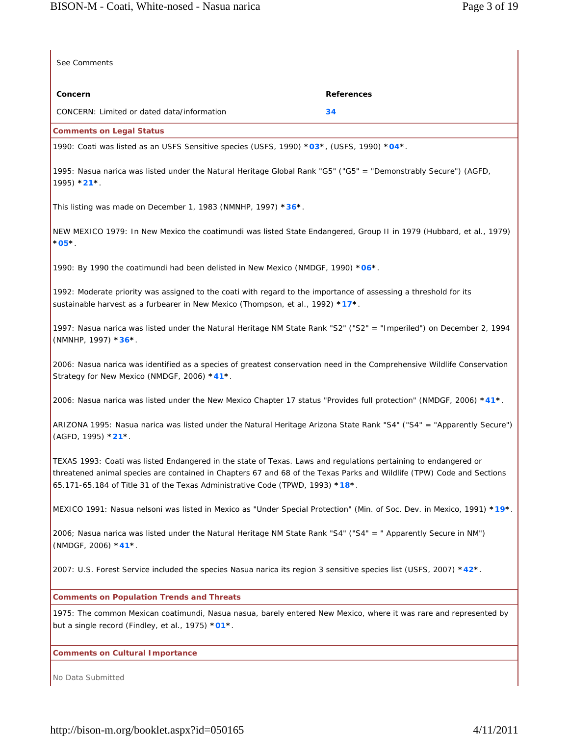See Comments

| Concern | References |
| --- | --- |
| CONCERN: Limited or dated data/information | 34 |

### Comments on Legal Status

1990: Coati was listed as an USFS Sensitive species (USFS, 1990) ***03***, (USFS, 1990) ***04***.

1995: Nasua narica was listed under the Natural Heritage Global Rank "G5" ("G5" = "Demonstrably Secure") (AGFD, 1995) ***21***.

This listing was made on December 1, 1983 (NMNHP, 1997) ***36***.

NEW MEXICO 1979: In New Mexico the coatimundi was listed State Endangered, Group II in 1979 (Hubbard, et al., 1979) ***05***.

1990: By 1990 the coatimundi had been delisted in New Mexico (NMDGF, 1990) ***06***.

1992: Moderate priority was assigned to the coati with regard to the importance of assessing a threshold for its sustainable harvest as a furbearer in New Mexico (Thompson, et al., 1992) ***17***.

1997: Nasua narica was listed under the Natural Heritage NM State Rank "S2" ("S2" = "Imperiled") on December 2, 1994 (NMNHP, 1997) ***36***.

2006: Nasua narica was identified as a species of greatest conservation need in the Comprehensive Wildlife Conservation Strategy for New Mexico (NMDGF, 2006) ***41***.

2006: Nasua narica was listed under the New Mexico Chapter 17 status "Provides full protection" (NMDGF, 2006) ***41***.

ARIZONA 1995: Nasua narica was listed under the Natural Heritage Arizona State Rank "S4" ("S4" = "Apparently Secure") (AGFD, 1995) ***21***.

TEXAS 1993: Coati was listed Endangered in the state of Texas. Laws and regulations pertaining to endangered or threatened animal species are contained in Chapters 67 and 68 of the Texas Parks and Wildlife (TPW) Code and Sections 65.171-65.184 of Title 31 of the Texas Administrative Code (TPWD, 1993) ***18***.

MEXICO 1991: Nasua nelsoni was listed in Mexico as "Under Special Protection" (Min. of Soc. Dev. in Mexico, 1991) ***19***.

2006; Nasua narica was listed under the Natural Heritage NM State Rank "S4" ("S4" = " Apparently Secure in NM") (NMDGF, 2006) ***41***.

2007: U.S. Forest Service included the species Nasua narica its region 3 sensitive species list (USFS, 2007) ***42***.

### Comments on Population Trends and Threats

1975: The common Mexican coatimundi, Nasua nasua, barely entered New Mexico, where it was rare and represented by but a single record (Findley, et al., 1975) ***01***.

### Comments on Cultural Importance

No Data Submitted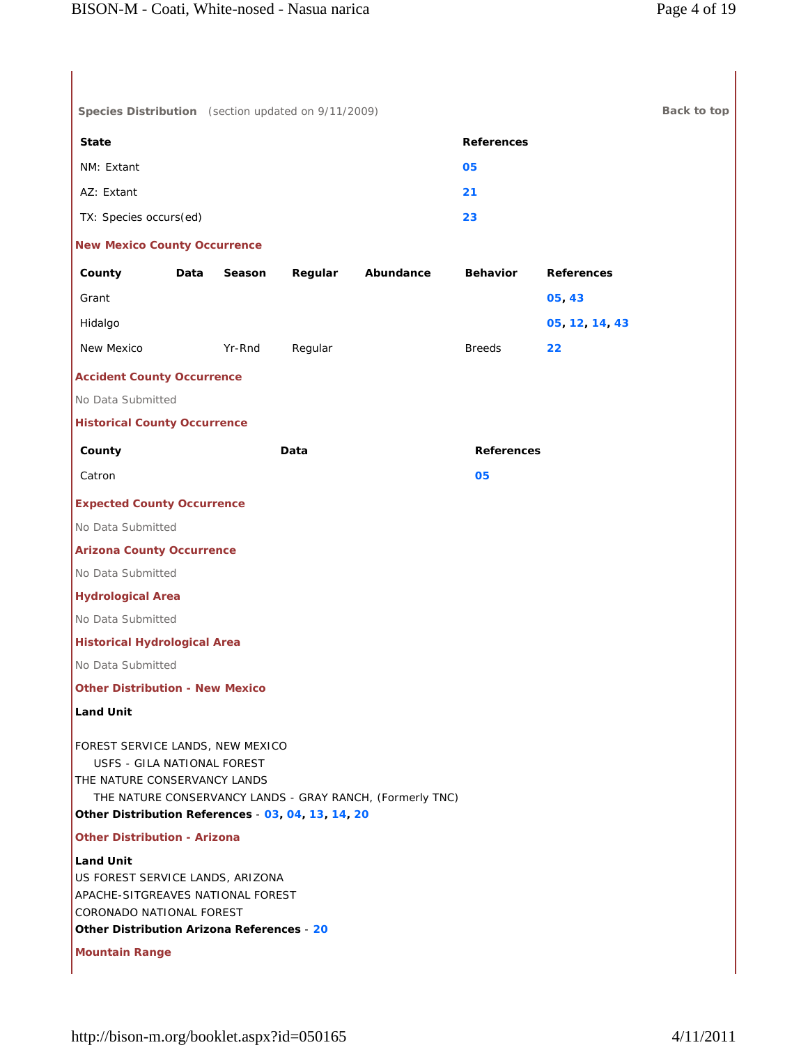## Species Distribution (section updated on 9/11/2009)

Back to top

| State | References |
|---|---|
| NM: Extant | 05 |
| AZ: Extant | 21 |
| TX: Species occurs(ed) | 23 |

### New Mexico County Occurrence

| County | Data | Season | Regular | Abundance | Behavior | References |
|---|---|---|---|---|---|---|
| Grant | | | | | | 05, 43 |
| Hidalgo | | | | | | 05, 12, 14, 43 |
| New Mexico | | Yr-Rnd | Regular | | Breeds | 22 |

### Accident County Occurrence

No Data Submitted

### Historical County Occurrence

| County | Data | References |
|---|---|---|
| Catron | | 05 |

### Expected County Occurrence

No Data Submitted

### Arizona County Occurrence

No Data Submitted

### Hydrological Area

No Data Submitted

### Historical Hydrological Area

No Data Submitted

### Other Distribution - New Mexico

**Land Unit**

FOREST SERVICE LANDS, NEW MEXICO
- USFS - GILA NATIONAL FOREST

THE NATURE CONSERVANCY LANDS
- THE NATURE CONSERVANCY LANDS - GRAY RANCH, (Formerly TNC)

**Other Distribution References** - 03, 04, 13, 14, 20

### Other Distribution - Arizona

**Land Unit**

US FOREST SERVICE LANDS, ARIZONA
APACHE-SITGREAVES NATIONAL FOREST
CORONADO NATIONAL FOREST

**Other Distribution Arizona References** - 20

### Mountain Range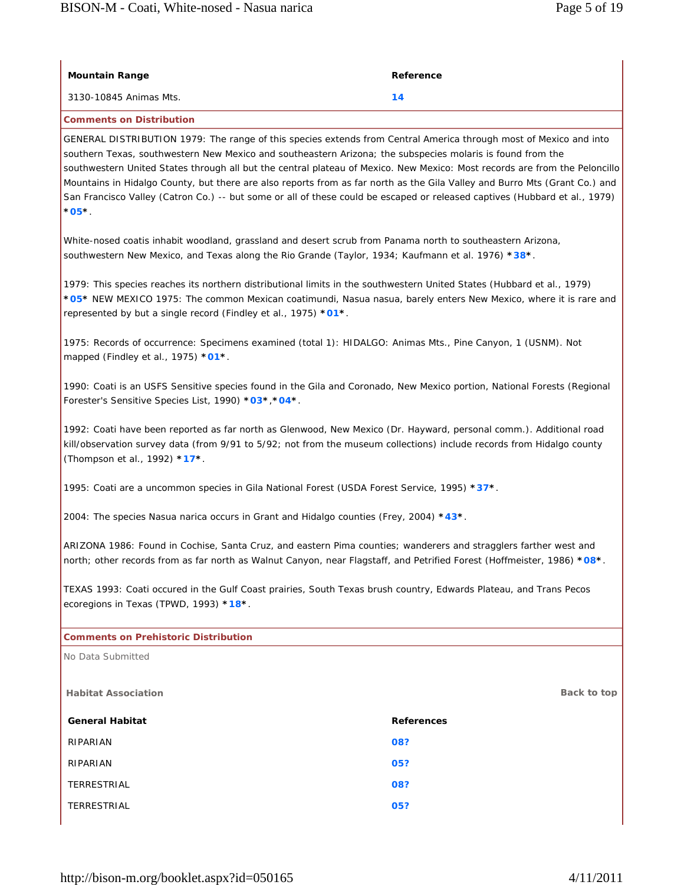| Mountain Range | Reference |
| --- | --- |
| 3130-10845 Animas Mts. | 14 |

**Comments on Distribution**

GENERAL DISTRIBUTION 1979: The range of this species extends from Central America through most of Mexico and into southern Texas, southwestern New Mexico and southeastern Arizona; the subspecies molaris is found from the southwestern United States through all but the central plateau of Mexico. New Mexico: Most records are from the Peloncillo Mountains in Hidalgo County, but there are also reports from as far north as the Gila Valley and Burro Mts (Grant Co.) and San Francisco Valley (Catron Co.) -- but some or all of these could be escaped or released captives (Hubbard et al., 1979) *05*.

White-nosed coatis inhabit woodland, grassland and desert scrub from Panama north to southeastern Arizona, southwestern New Mexico, and Texas along the Rio Grande (Taylor, 1934; Kaufmann et al. 1976) *38*.

1979: This species reaches its northern distributional limits in the southwestern United States (Hubbard et al., 1979) *05* NEW MEXICO 1975: The common Mexican coatimundi, Nasua nasua, barely enters New Mexico, where it is rare and represented by but a single record (Findley et al., 1975) *01*.

1975: Records of occurrence: Specimens examined (total 1): HIDALGO: Animas Mts., Pine Canyon, 1 (USNM). Not mapped (Findley et al., 1975) *01*.

1990: Coati is an USFS Sensitive species found in the Gila and Coronado, New Mexico portion, National Forests (Regional Forester's Sensitive Species List, 1990) *03*,*04*.

1992: Coati have been reported as far north as Glenwood, New Mexico (Dr. Hayward, personal comm.). Additional road kill/observation survey data (from 9/91 to 5/92; not from the museum collections) include records from Hidalgo county (Thompson et al., 1992) *17*.

1995: Coati are a uncommon species in Gila National Forest (USDA Forest Service, 1995) *37*.

2004: The species Nasua narica occurs in Grant and Hidalgo counties (Frey, 2004) *43*.

ARIZONA 1986: Found in Cochise, Santa Cruz, and eastern Pima counties; wanderers and stragglers farther west and north; other records from as far north as Walnut Canyon, near Flagstaff, and Petrified Forest (Hoffmeister, 1986) *08*.

TEXAS 1993: Coati occured in the Gulf Coast prairies, South Texas brush country, Edwards Plateau, and Trans Pecos ecoregions in Texas (TPWD, 1993) *18*.

**Comments on Prehistoric Distribution**

No Data Submitted

**Habitat Association**

Back to top

| General Habitat | References |
| --- | --- |
| RIPARIAN | 08? |
| RIPARIAN | 05? |
| TERRESTRIAL | 08? |
| TERRESTRIAL | 05? |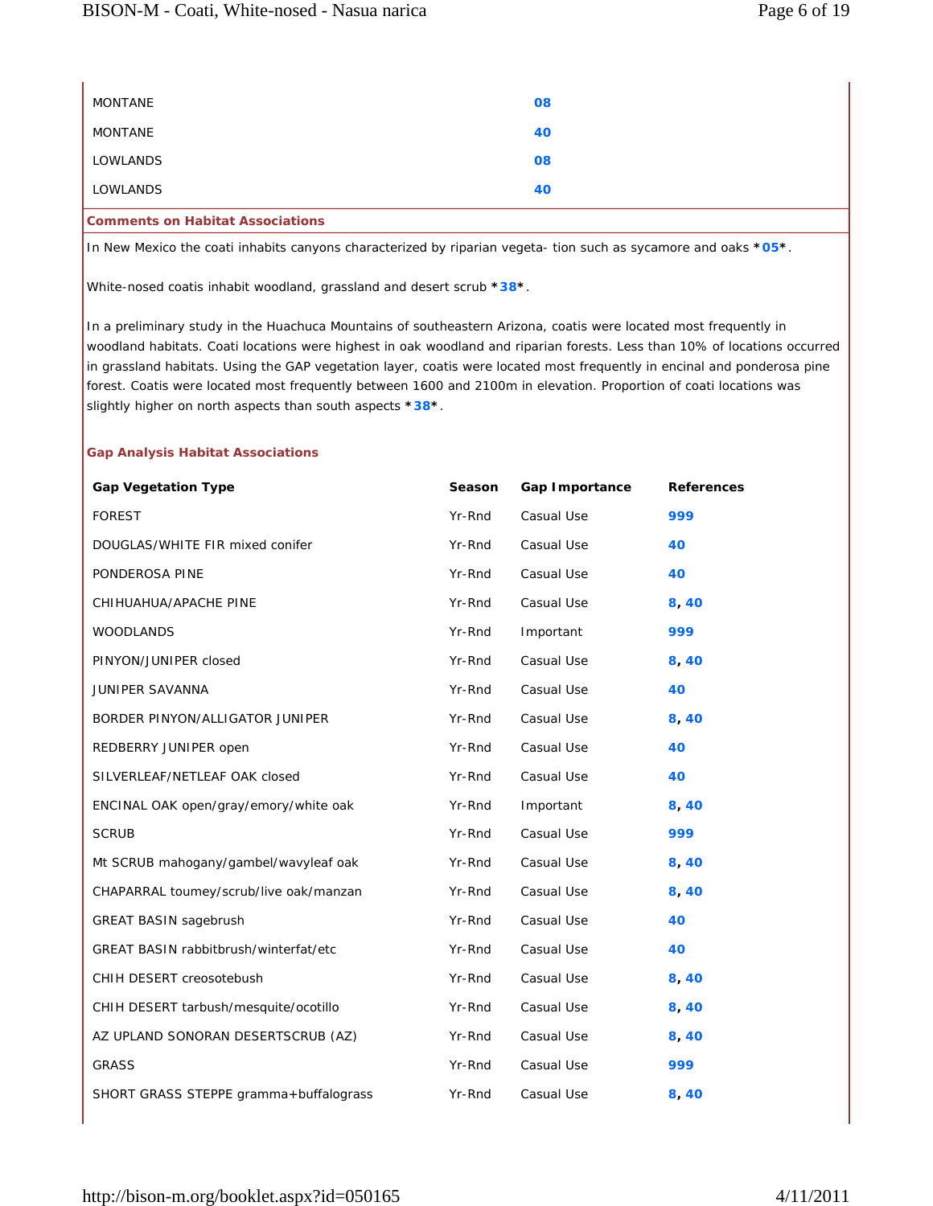| | |
|---|---|
| MONTANE | 08 |
| MONTANE | 40 |
| LOWLANDS | 08 |
| LOWLANDS | 40 |

**Comments on Habitat Associations**

In New Mexico the coati inhabits canyons characterized by riparian vegeta- tion such as sycamore and oaks *05*.

White-nosed coatis inhabit woodland, grassland and desert scrub *38*.

In a preliminary study in the Huachuca Mountains of southeastern Arizona, coatis were located most frequently in woodland habitats. Coati locations were highest in oak woodland and riparian forests. Less than 10% of locations occurred in grassland habitats. Using the GAP vegetation layer, coatis were located most frequently in encinal and ponderosa pine forest. Coatis were located most frequently between 1600 and 2100m in elevation. Proportion of coati locations was slightly higher on north aspects than south aspects *38*.

**Gap Analysis Habitat Associations**

| Gap Vegetation Type | Season | Gap Importance | References |
|---|---|---|---|
| FOREST | Yr-Rnd | Casual Use | 999 |
| DOUGLAS/WHITE FIR mixed conifer | Yr-Rnd | Casual Use | 40 |
| PONDEROSA PINE | Yr-Rnd | Casual Use | 40 |
| CHIHUAHUA/APACHE PINE | Yr-Rnd | Casual Use | 8, 40 |
| WOODLANDS | Yr-Rnd | Important | 999 |
| PINYON/JUNIPER closed | Yr-Rnd | Casual Use | 8, 40 |
| JUNIPER SAVANNA | Yr-Rnd | Casual Use | 40 |
| BORDER PINYON/ALLIGATOR JUNIPER | Yr-Rnd | Casual Use | 8, 40 |
| REDBERRY JUNIPER open | Yr-Rnd | Casual Use | 40 |
| SILVERLEAF/NETLEAF OAK closed | Yr-Rnd | Casual Use | 40 |
| ENCINAL OAK open/gray/emory/white oak | Yr-Rnd | Important | 8, 40 |
| SCRUB | Yr-Rnd | Casual Use | 999 |
| Mt SCRUB mahogany/gambel/wavyleaf oak | Yr-Rnd | Casual Use | 8, 40 |
| CHAPARRAL toumey/scrub/live oak/manzan | Yr-Rnd | Casual Use | 8, 40 |
| GREAT BASIN sagebrush | Yr-Rnd | Casual Use | 40 |
| GREAT BASIN rabbitbrush/winterfat/etc | Yr-Rnd | Casual Use | 40 |
| CHIH DESERT creosotebush | Yr-Rnd | Casual Use | 8, 40 |
| CHIH DESERT tarbush/mesquite/ocotillo | Yr-Rnd | Casual Use | 8, 40 |
| AZ UPLAND SONORAN DESERTSCRUB (AZ) | Yr-Rnd | Casual Use | 8, 40 |
| GRASS | Yr-Rnd | Casual Use | 999 |
| SHORT GRASS STEPPE gramma+buffalograss | Yr-Rnd | Casual Use | 8, 40 |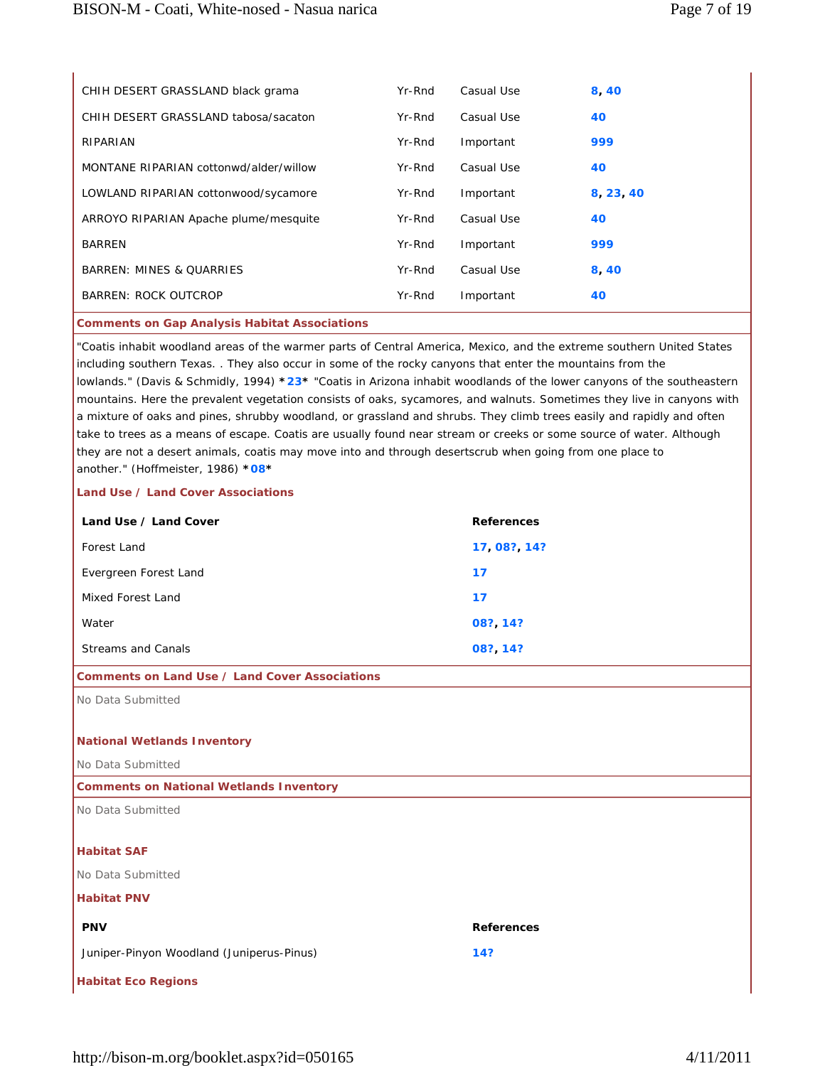| | | | |
|---|---|---|---|
| CHIH DESERT GRASSLAND black grama | Yr-Rnd | Casual Use | **8**, **40** |
| CHIH DESERT GRASSLAND tabosa/sacaton | Yr-Rnd | Casual Use | **40** |
| RIPARIAN | Yr-Rnd | Important | **999** |
| MONTANE RIPARIAN cottonwd/alder/willow | Yr-Rnd | Casual Use | **40** |
| LOWLAND RIPARIAN cottonwood/sycamore | Yr-Rnd | Important | **8**, **23**, **40** |
| ARROYO RIPARIAN Apache plume/mesquite | Yr-Rnd | Casual Use | **40** |
| BARREN | Yr-Rnd | Important | **999** |
| BARREN: MINES & QUARRIES | Yr-Rnd | Casual Use | **8**, **40** |
| BARREN: ROCK OUTCROP | Yr-Rnd | Important | **40** |

**Comments on Gap Analysis Habitat Associations**

"Coatis inhabit woodland areas of the warmer parts of Central America, Mexico, and the extreme southern United States including southern Texas. . They also occur in some of the rocky canyons that enter the mountains from the lowlands." (Davis & Schmidly, 1994) ***23*** "Coatis in Arizona inhabit woodlands of the lower canyons of the southeastern mountains. Here the prevalent vegetation consists of oaks, sycamores, and walnuts. Sometimes they live in canyons with a mixture of oaks and pines, shrubby woodland, or grassland and shrubs. They climb trees easily and rapidly and often take to trees as a means of escape. Coatis are usually found near stream or creeks or some source of water. Although they are not a desert animals, coatis may move into and through desertscrub when going from one place to another." (Hoffmeister, 1986) ***08***

**Land Use / Land Cover Associations**

| Land Use / Land Cover | References |
|---|---|
| Forest Land | **17**, **08?**, **14?** |
| Evergreen Forest Land | **17** |
| Mixed Forest Land | **17** |
| Water | **08?**, **14?** |
| Streams and Canals | **08?**, **14?** |

**Comments on Land Use / Land Cover Associations**

No Data Submitted

**National Wetlands Inventory**

No Data Submitted

**Comments on National Wetlands Inventory**

No Data Submitted

**Habitat SAF**

No Data Submitted

**Habitat PNV**

| PNV | References |
|---|---|
| Juniper-Pinyon Woodland (Juniperus-Pinus) | **14?** |

**Habitat Eco Regions**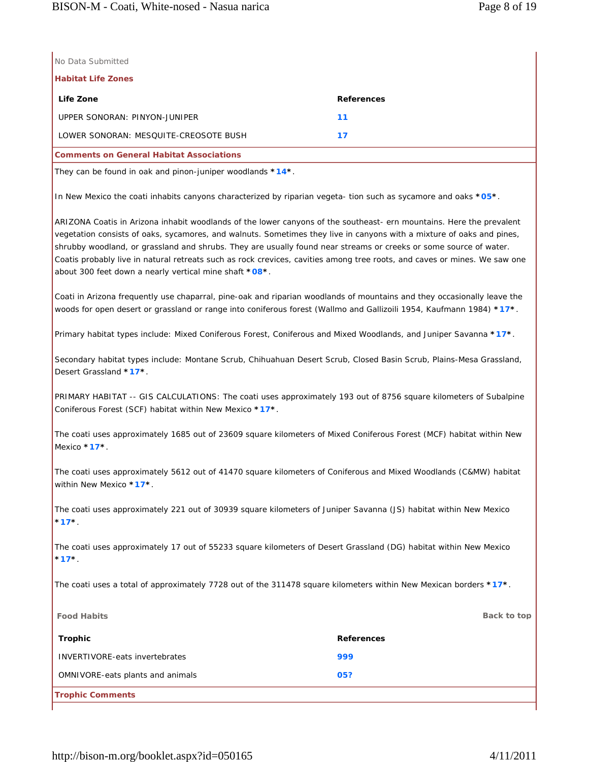No Data Submitted

### Habitat Life Zones

| Life Zone | References |
| --- | --- |
| UPPER SONORAN: PINYON-JUNIPER | 11 |
| LOWER SONORAN: MESQUITE-CREOSOTE BUSH | 17 |

### Comments on General Habitat Associations

They can be found in oak and pinon-juniper woodlands *14*.

In New Mexico the coati inhabits canyons characterized by riparian vegeta- tion such as sycamore and oaks *05*.

ARIZONA Coatis in Arizona inhabit woodlands of the lower canyons of the southeast- ern mountains. Here the prevalent vegetation consists of oaks, sycamores, and walnuts. Sometimes they live in canyons with a mixture of oaks and pines, shrubby woodland, or grassland and shrubs. They are usually found near streams or creeks or some source of water. Coatis probably live in natural retreats such as rock crevices, cavities among tree roots, and caves or mines. We saw one about 300 feet down a nearly vertical mine shaft *08*.

Coati in Arizona frequently use chaparral, pine-oak and riparian woodlands of mountains and they occasionally leave the woods for open desert or grassland or range into coniferous forest (Wallmo and Gallizoili 1954, Kaufmann 1984) *17*.

Primary habitat types include: Mixed Coniferous Forest, Coniferous and Mixed Woodlands, and Juniper Savanna *17*.

Secondary habitat types include: Montane Scrub, Chihuahuan Desert Scrub, Closed Basin Scrub, Plains-Mesa Grassland, Desert Grassland *17*.

PRIMARY HABITAT -- GIS CALCULATIONS: The coati uses approximately 193 out of 8756 square kilometers of Subalpine Coniferous Forest (SCF) habitat within New Mexico *17*.

The coati uses approximately 1685 out of 23609 square kilometers of Mixed Coniferous Forest (MCF) habitat within New Mexico *17*.

The coati uses approximately 5612 out of 41470 square kilometers of Coniferous and Mixed Woodlands (C&MW) habitat within New Mexico *17*.

The coati uses approximately 221 out of 30939 square kilometers of Juniper Savanna (JS) habitat within New Mexico *17*.

The coati uses approximately 17 out of 55233 square kilometers of Desert Grassland (DG) habitat within New Mexico *17*.

The coati uses a total of approximately 7728 out of the 311478 square kilometers within New Mexican borders *17*.

## Food Habits

Back to top

| Trophic | References |
| --- | --- |
| INVERTIVORE-eats invertebrates | 999 |
| OMNIVORE-eats plants and animals | 05? |

### Trophic Comments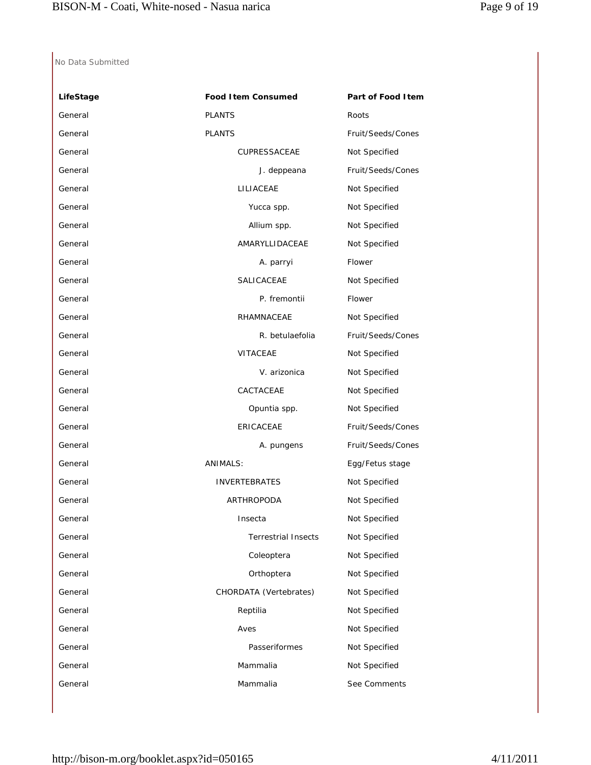No Data Submitted

| LifeStage | Food Item Consumed | Part of Food Item |
|---|---|---|
| General | PLANTS | Roots |
| General | PLANTS | Fruit/Seeds/Cones |
| General | CUPRESSACEAE | Not Specified |
| General | J. deppeana | Fruit/Seeds/Cones |
| General | LILIACEAE | Not Specified |
| General | Yucca spp. | Not Specified |
| General | Allium spp. | Not Specified |
| General | AMARYLLIDACEAE | Not Specified |
| General | A. parryi | Flower |
| General | SALICACEAE | Not Specified |
| General | P. fremontii | Flower |
| General | RHAMNACEAE | Not Specified |
| General | R. betulaefolia | Fruit/Seeds/Cones |
| General | VITACEAE | Not Specified |
| General | V. arizonica | Not Specified |
| General | CACTACEAE | Not Specified |
| General | Opuntia spp. | Not Specified |
| General | ERICACEAE | Fruit/Seeds/Cones |
| General | A. pungens | Fruit/Seeds/Cones |
| General | ANIMALS: | Egg/Fetus stage |
| General | INVERTEBRATES | Not Specified |
| General | ARTHROPODA | Not Specified |
| General | Insecta | Not Specified |
| General | Terrestrial Insects | Not Specified |
| General | Coleoptera | Not Specified |
| General | Orthoptera | Not Specified |
| General | CHORDATA (Vertebrates) | Not Specified |
| General | Reptilia | Not Specified |
| General | Aves | Not Specified |
| General | Passeriformes | Not Specified |
| General | Mammalia | Not Specified |
| General | Mammalia | See Comments |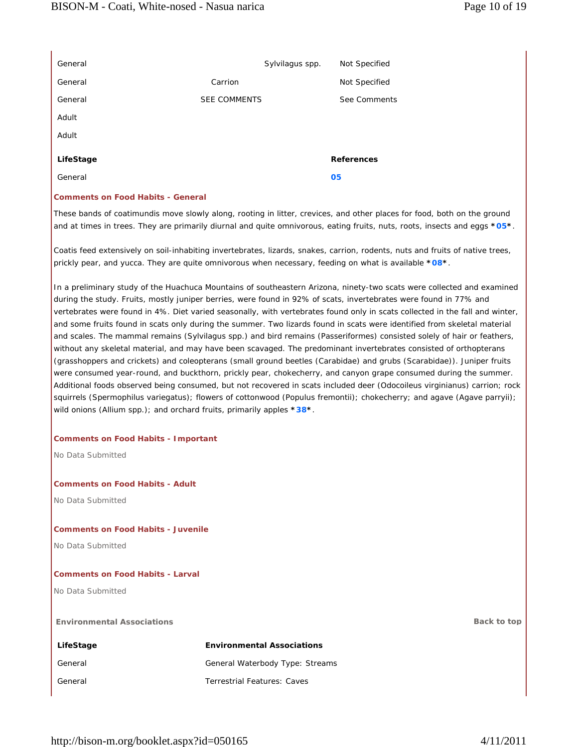| | | | |
|---|---|---|---|
| General | | Sylvilagus spp. | Not Specified |
| General | Carrion | | Not Specified |
| General | SEE COMMENTS | | See Comments |
| Adult | | | |
| Adult | | | |

| LifeStage | References |
|---|---|
| General | 05 |

**Comments on Food Habits - General**

These bands of coatimundis move slowly along, rooting in litter, crevices, and other places for food, both on the ground and at times in trees. They are primarily diurnal and quite omnivorous, eating fruits, nuts, roots, insects and eggs *05*.

Coatis feed extensively on soil-inhabiting invertebrates, lizards, snakes, carrion, rodents, nuts and fruits of native trees, prickly pear, and yucca. They are quite omnivorous when necessary, feeding on what is available *08*.

In a preliminary study of the Huachuca Mountains of southeastern Arizona, ninety-two scats were collected and examined during the study. Fruits, mostly juniper berries, were found in 92% of scats, invertebrates were found in 77% and vertebrates were found in 4%. Diet varied seasonally, with vertebrates found only in scats collected in the fall and winter, and some fruits found in scats only during the summer. Two lizards found in scats were identified from skeletal material and scales. The mammal remains (Sylvilagus spp.) and bird remains (Passeriformes) consisted solely of hair or feathers, without any skeletal material, and may have been scavaged. The predominant invertebrates consisted of orthopterans (grasshoppers and crickets) and coleopterans (small ground beetles (Carabidae) and grubs (Scarabidae)). Juniper fruits were consumed year-round, and buckthorn, prickly pear, chokecherry, and canyon grape consumed during the summer. Additional foods observed being consumed, but not recovered in scats included deer (Odocoileus virginianus) carrion; rock squirrels (Spermophilus variegatus); flowers of cottonwood (Populus fremontii); chokecherry; and agave (Agave parryii); wild onions (Allium spp.); and orchard fruits, primarily apples *38*.

**Comments on Food Habits - Important**

No Data Submitted

**Comments on Food Habits - Adult**

No Data Submitted

**Comments on Food Habits - Juvenile**

No Data Submitted

**Comments on Food Habits - Larval**

No Data Submitted

**Environmental Associations**

Back to top

| LifeStage | Environmental Associations |
|---|---|
| General | General Waterbody Type: Streams |
| General | Terrestrial Features: Caves |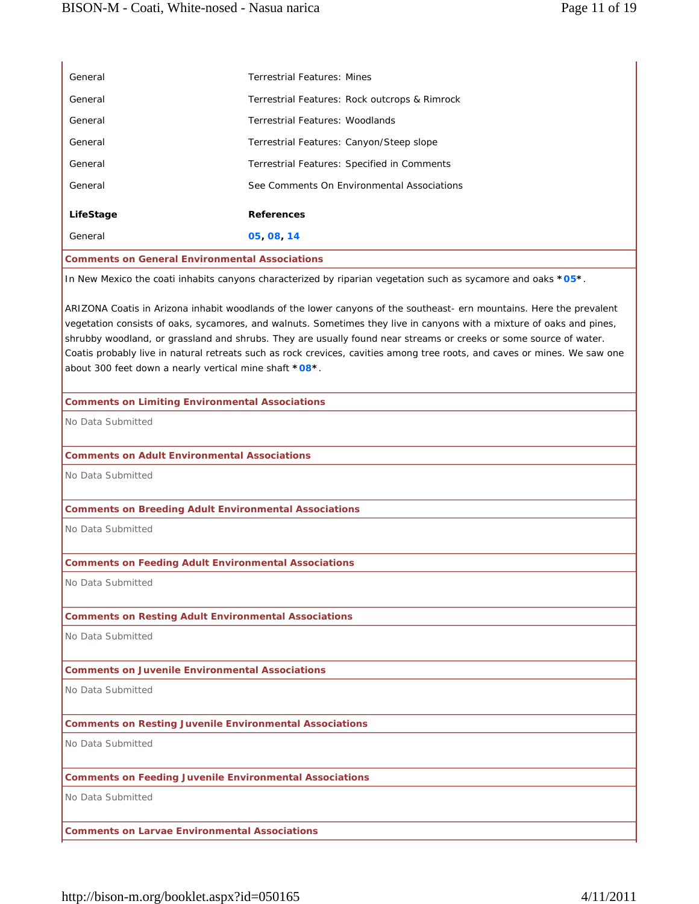| | |
|---|---|
| General | Terrestrial Features: Mines |
| General | Terrestrial Features: Rock outcrops & Rimrock |
| General | Terrestrial Features: Woodlands |
| General | Terrestrial Features: Canyon/Steep slope |
| General | Terrestrial Features: Specified in Comments |
| General | See Comments On Environmental Associations |

| **LifeStage** | **References** |
|---|---|
| General | **05**, **08**, **14** |

**Comments on General Environmental Associations**

In New Mexico the coati inhabits canyons characterized by riparian vegetation such as sycamore and oaks ***05***.

ARIZONA Coatis in Arizona inhabit woodlands of the lower canyons of the southeast- ern mountains. Here the prevalent vegetation consists of oaks, sycamores, and walnuts. Sometimes they live in canyons with a mixture of oaks and pines, shrubby woodland, or grassland and shrubs. They are usually found near streams or creeks or some source of water. Coatis probably live in natural retreats such as rock crevices, cavities among tree roots, and caves or mines. We saw one about 300 feet down a nearly vertical mine shaft ***08***.

**Comments on Limiting Environmental Associations**

No Data Submitted

**Comments on Adult Environmental Associations**

No Data Submitted

**Comments on Breeding Adult Environmental Associations**

No Data Submitted

**Comments on Feeding Adult Environmental Associations**

No Data Submitted

**Comments on Resting Adult Environmental Associations**

No Data Submitted

**Comments on Juvenile Environmental Associations**

No Data Submitted

**Comments on Resting Juvenile Environmental Associations**

No Data Submitted

**Comments on Feeding Juvenile Environmental Associations**

No Data Submitted

**Comments on Larvae Environmental Associations**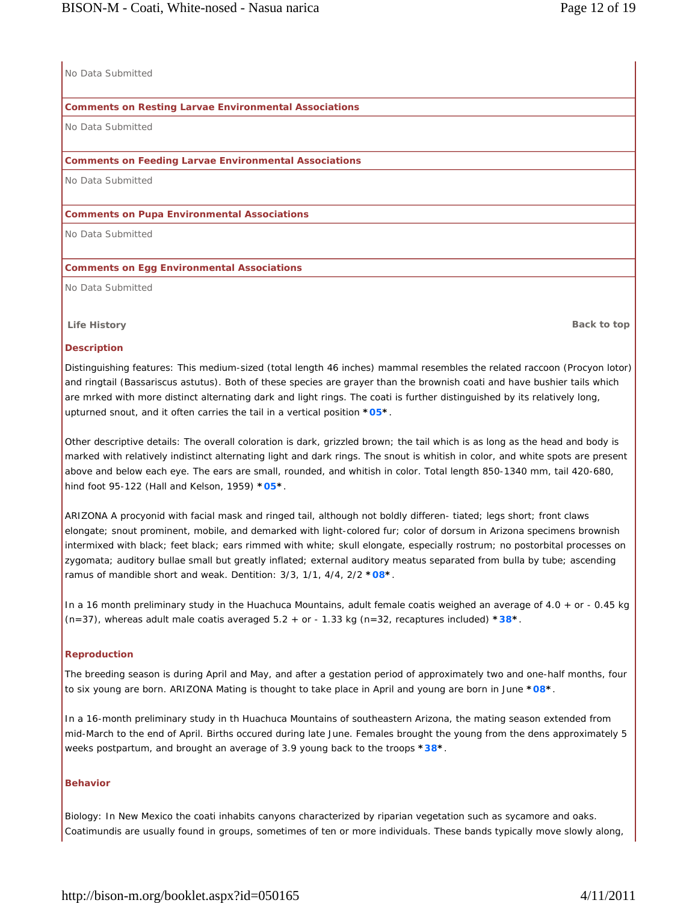No Data Submitted

**Comments on Resting Larvae Environmental Associations**

No Data Submitted

**Comments on Feeding Larvae Environmental Associations**

No Data Submitted

**Comments on Pupa Environmental Associations**

No Data Submitted

**Comments on Egg Environmental Associations**

No Data Submitted

## Life History

Back to top

### Description

Distinguishing features: This medium-sized (total length 46 inches) mammal resembles the related raccoon (Procyon lotor) and ringtail (Bassariscus astutus). Both of these species are grayer than the brownish coati and have bushier tails which are mrked with more distinct alternating dark and light rings. The coati is further distinguished by its relatively long, upturned snout, and it often carries the tail in a vertical position *05*.

Other descriptive details: The overall coloration is dark, grizzled brown; the tail which is as long as the head and body is marked with relatively indistinct alternating light and dark rings. The snout is whitish in color, and white spots are present above and below each eye. The ears are small, rounded, and whitish in color. Total length 850-1340 mm, tail 420-680, hind foot 95-122 (Hall and Kelson, 1959) *05*.

ARIZONA A procyonid with facial mask and ringed tail, although not boldly differen- tiated; legs short; front claws elongate; snout prominent, mobile, and demarked with light-colored fur; color of dorsum in Arizona specimens brownish intermixed with black; feet black; ears rimmed with white; skull elongate, especially rostrum; no postorbital processes on zygomata; auditory bullae small but greatly inflated; external auditory meatus separated from bulla by tube; ascending ramus of mandible short and weak. Dentition: 3/3, 1/1, 4/4, 2/2 *08*.

In a 16 month preliminary study in the Huachuca Mountains, adult female coatis weighed an average of 4.0 + or - 0.45 kg (n=37), whereas adult male coatis averaged 5.2 + or - 1.33 kg (n=32, recaptures included) *38*.

### Reproduction

The breeding season is during April and May, and after a gestation period of approximately two and one-half months, four to six young are born. ARIZONA Mating is thought to take place in April and young are born in June *08*.

In a 16-month preliminary study in th Huachuca Mountains of southeastern Arizona, the mating season extended from mid-March to the end of April. Births occured during late June. Females brought the young from the dens approximately 5 weeks postpartum, and brought an average of 3.9 young back to the troops *38*.

### Behavior

Biology: In New Mexico the coati inhabits canyons characterized by riparian vegetation such as sycamore and oaks. Coatimundis are usually found in groups, sometimes of ten or more individuals. These bands typically move slowly along,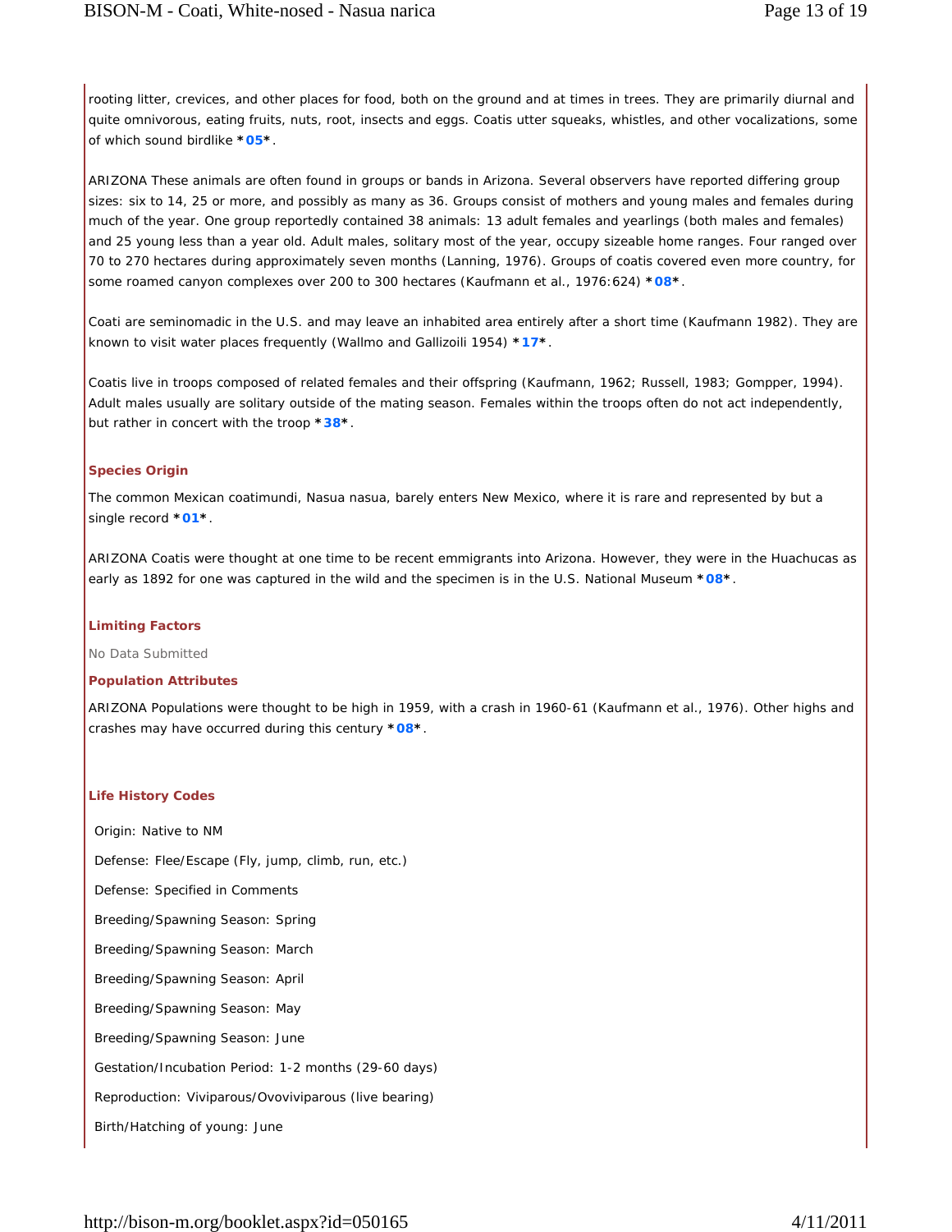rooting litter, crevices, and other places for food, both on the ground and at times in trees. They are primarily diurnal and quite omnivorous, eating fruits, nuts, root, insects and eggs. Coatis utter squeaks, whistles, and other vocalizations, some of which sound birdlike ***05***.

ARIZONA These animals are often found in groups or bands in Arizona. Several observers have reported differing group sizes: six to 14, 25 or more, and possibly as many as 36. Groups consist of mothers and young males and females during much of the year. One group reportedly contained 38 animals: 13 adult females and yearlings (both males and females) and 25 young less than a year old. Adult males, solitary most of the year, occupy sizeable home ranges. Four ranged over 70 to 270 hectares during approximately seven months (Lanning, 1976). Groups of coatis covered even more country, for some roamed canyon complexes over 200 to 300 hectares (Kaufmann et al., 1976:624) ***08***.

Coati are seminomadic in the U.S. and may leave an inhabited area entirely after a short time (Kaufmann 1982). They are known to visit water places frequently (Wallmo and Gallizoili 1954) ***17***.

Coatis live in troops composed of related females and their offspring (Kaufmann, 1962; Russell, 1983; Gompper, 1994). Adult males usually are solitary outside of the mating season. Females within the troops often do not act independently, but rather in concert with the troop ***38***.

### Species Origin

The common Mexican coatimundi, Nasua nasua, barely enters New Mexico, where it is rare and represented by but a single record ***01***.

ARIZONA Coatis were thought at one time to be recent emmigrants into Arizona. However, they were in the Huachucas as early as 1892 for one was captured in the wild and the specimen is in the U.S. National Museum ***08***.

### Limiting Factors

No Data Submitted

### Population Attributes

ARIZONA Populations were thought to be high in 1959, with a crash in 1960-61 (Kaufmann et al., 1976). Other highs and crashes may have occurred during this century ***08***.

### Life History Codes

Origin: Native to NM

Defense: Flee/Escape (Fly, jump, climb, run, etc.)

Defense: Specified in Comments

Breeding/Spawning Season: Spring

Breeding/Spawning Season: March

Breeding/Spawning Season: April

Breeding/Spawning Season: May

Breeding/Spawning Season: June

Gestation/Incubation Period: 1-2 months (29-60 days)

Reproduction: Viviparous/Ovoviviparous (live bearing)

Birth/Hatching of young: June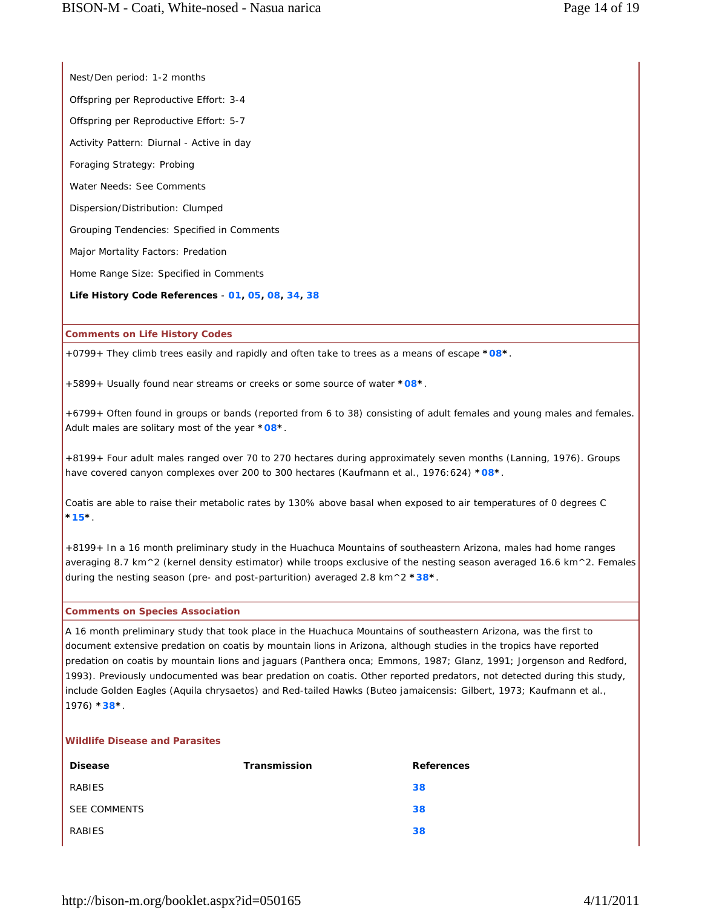Nest/Den period: 1-2 months

Offspring per Reproductive Effort: 3-4

Offspring per Reproductive Effort: 5-7

Activity Pattern: Diurnal - Active in day

Foraging Strategy: Probing

Water Needs: See Comments

Dispersion/Distribution: Clumped

Grouping Tendencies: Specified in Comments

Major Mortality Factors: Predation

Home Range Size: Specified in Comments

**Life History Code References** - **01**, **05**, **08**, **34**, **38**

### Comments on Life History Codes

+0799+ They climb trees easily and rapidly and often take to trees as a means of escape ***08***.

+5899+ Usually found near streams or creeks or some source of water ***08***.

+6799+ Often found in groups or bands (reported from 6 to 38) consisting of adult females and young males and females. Adult males are solitary most of the year ***08***.

+8199+ Four adult males ranged over 70 to 270 hectares during approximately seven months (Lanning, 1976). Groups have covered canyon complexes over 200 to 300 hectares (Kaufmann et al., 1976:624) ***08***.

Coatis are able to raise their metabolic rates by 130% above basal when exposed to air temperatures of 0 degrees C ***15***.

+8199+ In a 16 month preliminary study in the Huachuca Mountains of southeastern Arizona, males had home ranges averaging 8.7 km^2 (kernel density estimator) while troops exclusive of the nesting season averaged 16.6 km^2. Females during the nesting season (pre- and post-parturition) averaged 2.8 km^2 ***38***.

### Comments on Species Association

A 16 month preliminary study that took place in the Huachuca Mountains of southeastern Arizona, was the first to document extensive predation on coatis by mountain lions in Arizona, although studies in the tropics have reported predation on coatis by mountain lions and jaguars (Panthera onca; Emmons, 1987; Glanz, 1991; Jorgenson and Redford, 1993). Previously undocumented was bear predation on coatis. Other reported predators, not detected during this study, include Golden Eagles (Aquila chrysaetos) and Red-tailed Hawks (Buteo jamaicensis: Gilbert, 1973; Kaufmann et al., 1976) ***38***.

### Wildlife Disease and Parasites

| Disease | Transmission | References |
|---|---|---|
| RABIES | | **38** |
| SEE COMMENTS | | **38** |
| RABIES | | **38** |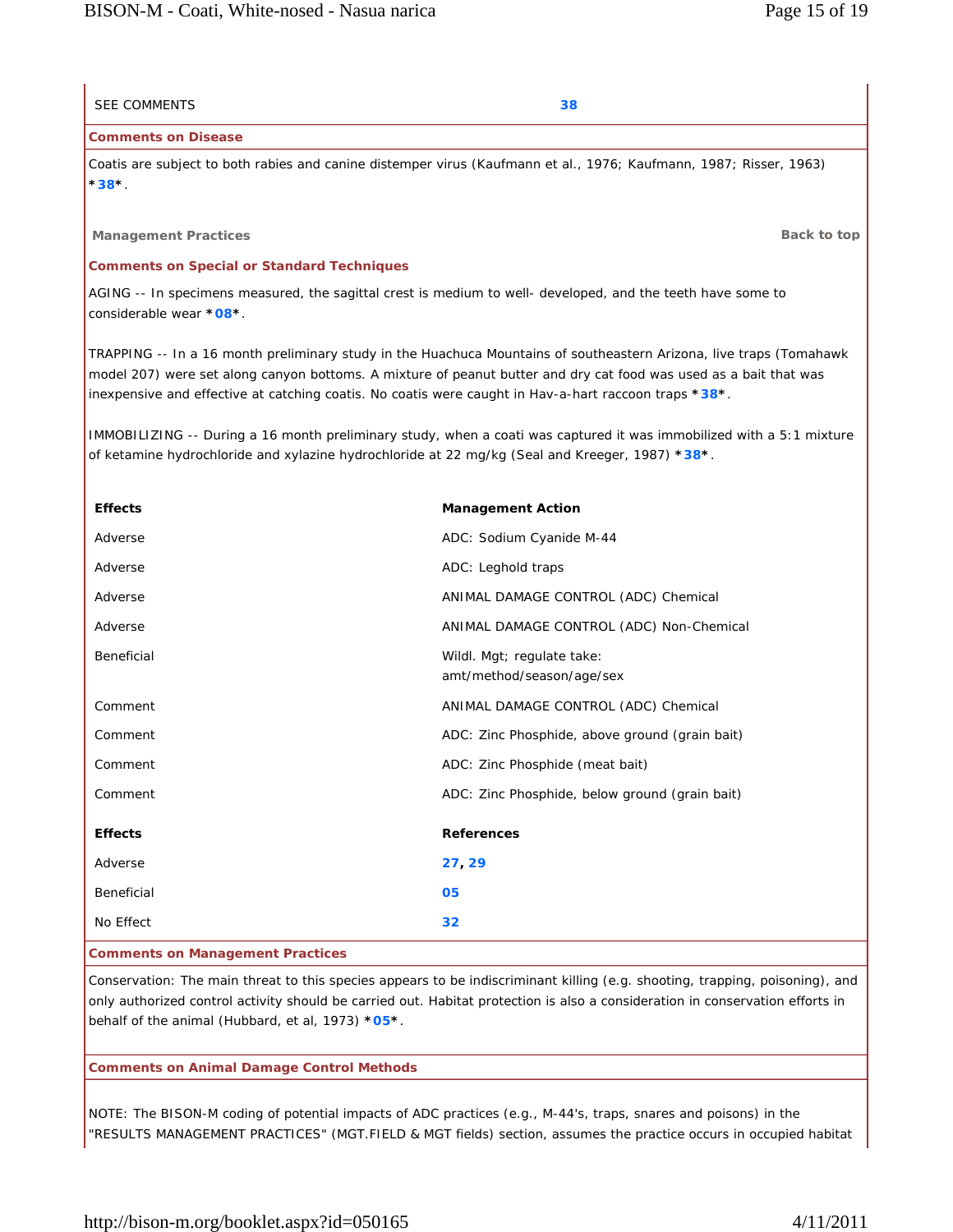| SEE COMMENTS | 38 |
|---|---|

**Comments on Disease**

Coatis are subject to both rabies and canine distemper virus (Kaufmann et al., 1976; Kaufmann, 1987; Risser, 1963) *38*.

**Management Practices** — Back to top

**Comments on Special or Standard Techniques**

AGING -- In specimens measured, the sagittal crest is medium to well- developed, and the teeth have some to considerable wear *08*.

TRAPPING -- In a 16 month preliminary study in the Huachuca Mountains of southeastern Arizona, live traps (Tomahawk model 207) were set along canyon bottoms. A mixture of peanut butter and dry cat food was used as a bait that was inexpensive and effective at catching coatis. No coatis were caught in Hav-a-hart raccoon traps *38*.

IMMOBILIZING -- During a 16 month preliminary study, when a coati was captured it was immobilized with a 5:1 mixture of ketamine hydrochloride and xylazine hydrochloride at 22 mg/kg (Seal and Kreeger, 1987) *38*.

| Effects | Management Action |
|---|---|
| Adverse | ADC: Sodium Cyanide M-44 |
| Adverse | ADC: Leghold traps |
| Adverse | ANIMAL DAMAGE CONTROL (ADC) Chemical |
| Adverse | ANIMAL DAMAGE CONTROL (ADC) Non-Chemical |
| Beneficial | Wildl. Mgt; regulate take: amt/method/season/age/sex |
| Comment | ANIMAL DAMAGE CONTROL (ADC) Chemical |
| Comment | ADC: Zinc Phosphide, above ground (grain bait) |
| Comment | ADC: Zinc Phosphide (meat bait) |
| Comment | ADC: Zinc Phosphide, below ground (grain bait) |

| Effects | References |
|---|---|
| Adverse | 27, 29 |
| Beneficial | 05 |
| No Effect | 32 |

**Comments on Management Practices**

Conservation: The main threat to this species appears to be indiscriminant killing (e.g. shooting, trapping, poisoning), and only authorized control activity should be carried out. Habitat protection is also a consideration in conservation efforts in behalf of the animal (Hubbard, et al, 1973) *05*.

**Comments on Animal Damage Control Methods**

NOTE: The BISON-M coding of potential impacts of ADC practices (e.g., M-44's, traps, snares and poisons) in the "RESULTS MANAGEMENT PRACTICES" (MGT.FIELD & MGT fields) section, assumes the practice occurs in occupied habitat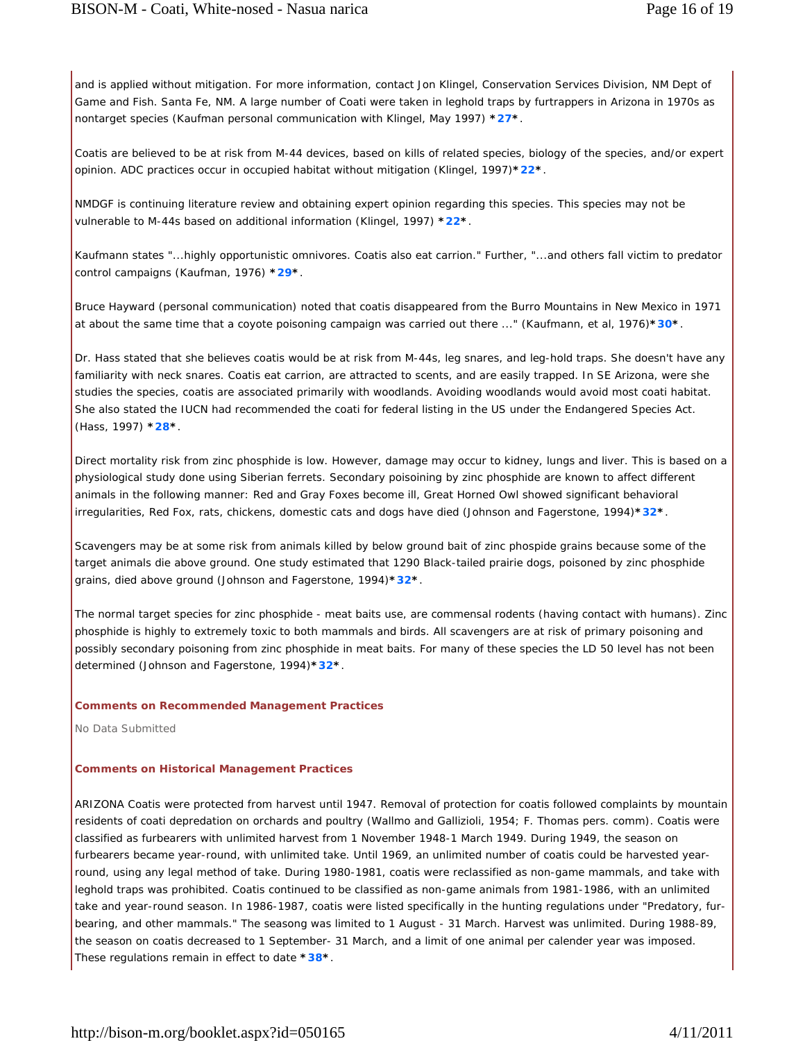and is applied without mitigation. For more information, contact Jon Klingel, Conservation Services Division, NM Dept of Game and Fish. Santa Fe, NM. A large number of Coati were taken in leghold traps by furtrappers in Arizona in 1970s as nontarget species (Kaufman personal communication with Klingel, May 1997) ***27***.

Coatis are believed to be at risk from M-44 devices, based on kills of related species, biology of the species, and/or expert opinion. ADC practices occur in occupied habitat without mitigation (Klingel, 1997)***22***.

NMDGF is continuing literature review and obtaining expert opinion regarding this species. This species may not be vulnerable to M-44s based on additional information (Klingel, 1997) ***22***.

Kaufmann states "...highly opportunistic omnivores. Coatis also eat carrion." Further, "...and others fall victim to predator control campaigns (Kaufman, 1976) ***29***.

Bruce Hayward (personal communication) noted that coatis disappeared from the Burro Mountains in New Mexico in 1971 at about the same time that a coyote poisoning campaign was carried out there ..." (Kaufmann, et al, 1976)***30***.

Dr. Hass stated that she believes coatis would be at risk from M-44s, leg snares, and leg-hold traps. She doesn't have any familiarity with neck snares. Coatis eat carrion, are attracted to scents, and are easily trapped. In SE Arizona, were she studies the species, coatis are associated primarily with woodlands. Avoiding woodlands would avoid most coati habitat. She also stated the IUCN had recommended the coati for federal listing in the US under the Endangered Species Act. (Hass, 1997) ***28***.

Direct mortality risk from zinc phosphide is low. However, damage may occur to kidney, lungs and liver. This is based on a physiological study done using Siberian ferrets. Secondary poisoining by zinc phosphide are known to affect different animals in the following manner: Red and Gray Foxes become ill, Great Horned Owl showed significant behavioral irregularities, Red Fox, rats, chickens, domestic cats and dogs have died (Johnson and Fagerstone, 1994)***32***.

Scavengers may be at some risk from animals killed by below ground bait of zinc phospide grains because some of the target animals die above ground. One study estimated that 1290 Black-tailed prairie dogs, poisoned by zinc phosphide grains, died above ground (Johnson and Fagerstone, 1994)***32***.

The normal target species for zinc phosphide - meat baits use, are commensal rodents (having contact with humans). Zinc phosphide is highly to extremely toxic to both mammals and birds. All scavengers are at risk of primary poisoning and possibly secondary poisoning from zinc phosphide in meat baits. For many of these species the LD 50 level has not been determined (Johnson and Fagerstone, 1994)***32***.

### Comments on Recommended Management Practices

No Data Submitted

### Comments on Historical Management Practices

ARIZONA Coatis were protected from harvest until 1947. Removal of protection for coatis followed complaints by mountain residents of coati depredation on orchards and poultry (Wallmo and Gallizioli, 1954; F. Thomas pers. comm). Coatis were classified as furbearers with unlimited harvest from 1 November 1948-1 March 1949. During 1949, the season on furbearers became year-round, with unlimited take. Until 1969, an unlimited number of coatis could be harvested year-round, using any legal method of take. During 1980-1981, coatis were reclassified as non-game mammals, and take with leghold traps was prohibited. Coatis continued to be classified as non-game animals from 1981-1986, with an unlimited take and year-round season. In 1986-1987, coatis were listed specifically in the hunting regulations under "Predatory, fur-bearing, and other mammals." The seasong was limited to 1 August - 31 March. Harvest was unlimited. During 1988-89, the season on coatis decreased to 1 September- 31 March, and a limit of one animal per calender year was imposed. These regulations remain in effect to date ***38***.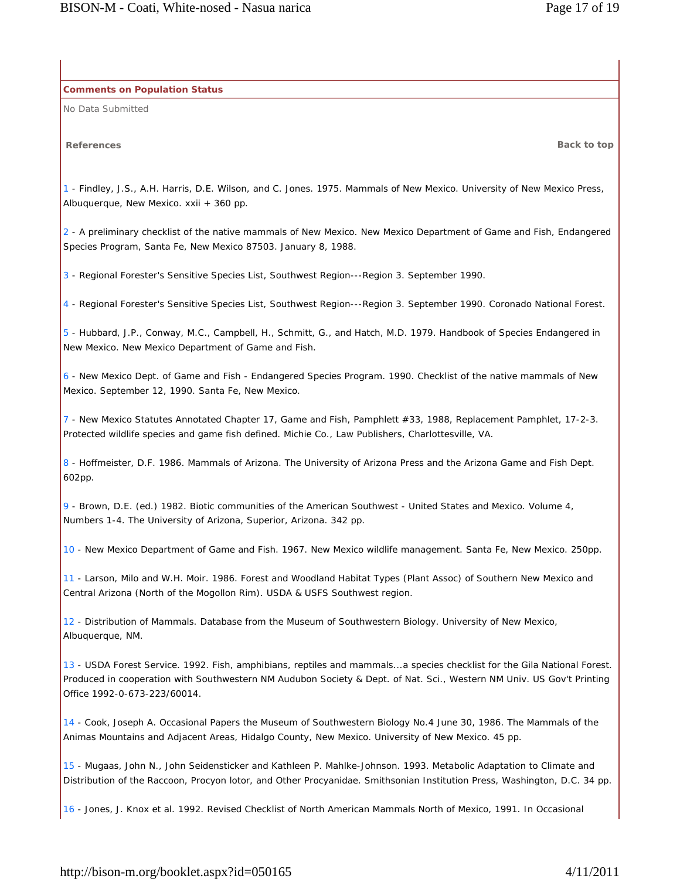**Comments on Population Status**

No Data Submitted

**References**

**Back to top**

1 - Findley, J.S., A.H. Harris, D.E. Wilson, and C. Jones. 1975. Mammals of New Mexico. University of New Mexico Press, Albuquerque, New Mexico. xxii + 360 pp.

2 - A preliminary checklist of the native mammals of New Mexico. New Mexico Department of Game and Fish, Endangered Species Program, Santa Fe, New Mexico 87503. January 8, 1988.

3 - Regional Forester's Sensitive Species List, Southwest Region---Region 3. September 1990.

4 - Regional Forester's Sensitive Species List, Southwest Region---Region 3. September 1990. Coronado National Forest.

5 - Hubbard, J.P., Conway, M.C., Campbell, H., Schmitt, G., and Hatch, M.D. 1979. Handbook of Species Endangered in New Mexico. New Mexico Department of Game and Fish.

6 - New Mexico Dept. of Game and Fish - Endangered Species Program. 1990. Checklist of the native mammals of New Mexico. September 12, 1990. Santa Fe, New Mexico.

7 - New Mexico Statutes Annotated Chapter 17, Game and Fish, Pamphlett #33, 1988, Replacement Pamphlet, 17-2-3. Protected wildlife species and game fish defined. Michie Co., Law Publishers, Charlottesville, VA.

8 - Hoffmeister, D.F. 1986. Mammals of Arizona. The University of Arizona Press and the Arizona Game and Fish Dept. 602pp.

9 - Brown, D.E. (ed.) 1982. Biotic communities of the American Southwest - United States and Mexico. Volume 4, Numbers 1-4. The University of Arizona, Superior, Arizona. 342 pp.

10 - New Mexico Department of Game and Fish. 1967. New Mexico wildlife management. Santa Fe, New Mexico. 250pp.

11 - Larson, Milo and W.H. Moir. 1986. Forest and Woodland Habitat Types (Plant Assoc) of Southern New Mexico and Central Arizona (North of the Mogollon Rim). USDA & USFS Southwest region.

12 - Distribution of Mammals. Database from the Museum of Southwestern Biology. University of New Mexico, Albuquerque, NM.

13 - USDA Forest Service. 1992. Fish, amphibians, reptiles and mammals...a species checklist for the Gila National Forest. Produced in cooperation with Southwestern NM Audubon Society & Dept. of Nat. Sci., Western NM Univ. US Gov't Printing Office 1992-0-673-223/60014.

14 - Cook, Joseph A. Occasional Papers the Museum of Southwestern Biology No.4 June 30, 1986. The Mammals of the Animas Mountains and Adjacent Areas, Hidalgo County, New Mexico. University of New Mexico. 45 pp.

15 - Mugaas, John N., John Seidensticker and Kathleen P. Mahlke-Johnson. 1993. Metabolic Adaptation to Climate and Distribution of the Raccoon, Procyon lotor, and Other Procyanidae. Smithsonian Institution Press, Washington, D.C. 34 pp.

16 - Jones, J. Knox et al. 1992. Revised Checklist of North American Mammals North of Mexico, 1991. In Occasional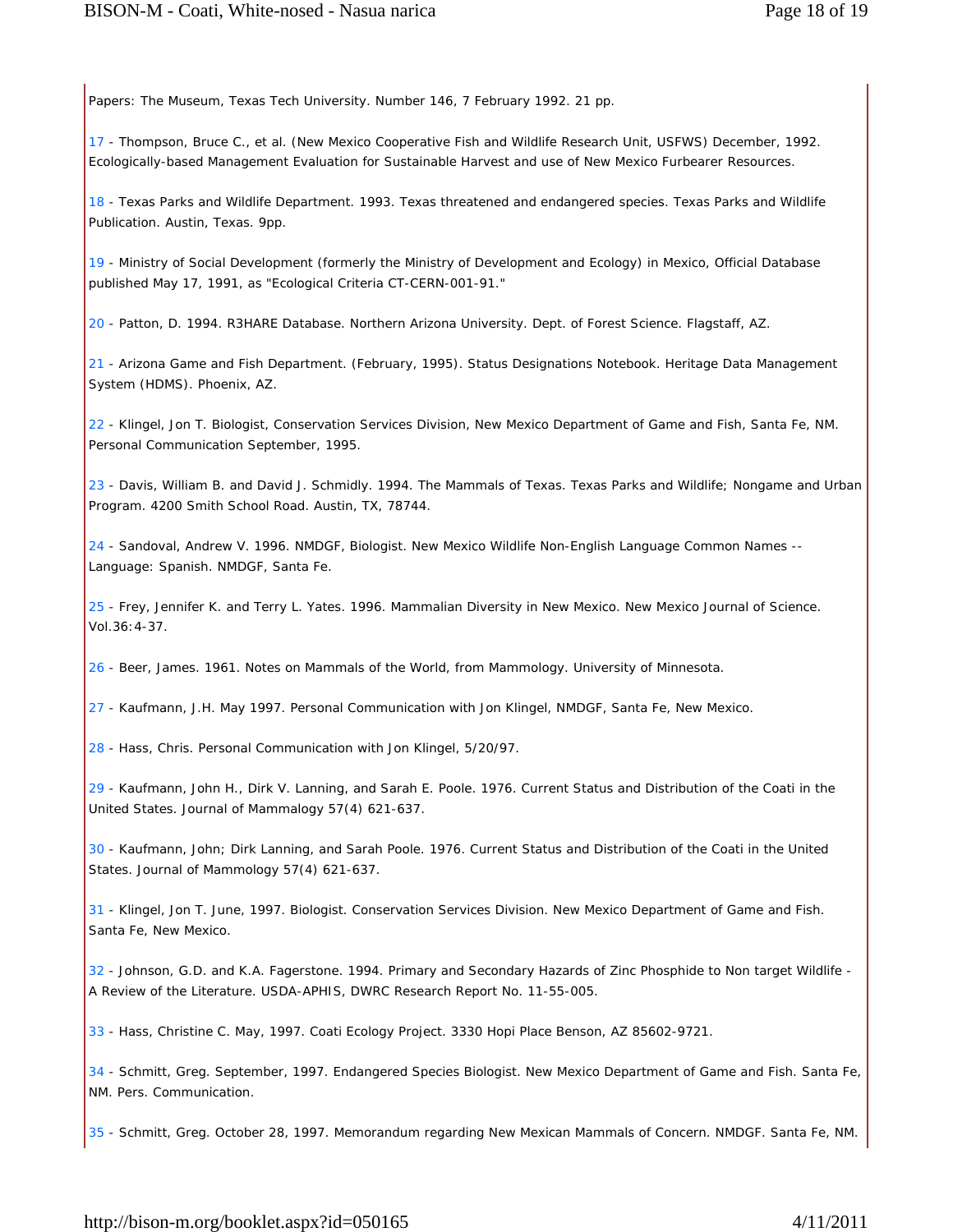Papers: The Museum, Texas Tech University. Number 146, 7 February 1992. 21 pp.

17 - Thompson, Bruce C., et al. (New Mexico Cooperative Fish and Wildlife Research Unit, USFWS) December, 1992. Ecologically-based Management Evaluation for Sustainable Harvest and use of New Mexico Furbearer Resources.

18 - Texas Parks and Wildlife Department. 1993. Texas threatened and endangered species. Texas Parks and Wildlife Publication. Austin, Texas. 9pp.

19 - Ministry of Social Development (formerly the Ministry of Development and Ecology) in Mexico, Official Database published May 17, 1991, as "Ecological Criteria CT-CERN-001-91."

20 - Patton, D. 1994. R3HARE Database. Northern Arizona University. Dept. of Forest Science. Flagstaff, AZ.

21 - Arizona Game and Fish Department. (February, 1995). Status Designations Notebook. Heritage Data Management System (HDMS). Phoenix, AZ.

22 - Klingel, Jon T. Biologist, Conservation Services Division, New Mexico Department of Game and Fish, Santa Fe, NM. Personal Communication September, 1995.

23 - Davis, William B. and David J. Schmidly. 1994. The Mammals of Texas. Texas Parks and Wildlife; Nongame and Urban Program. 4200 Smith School Road. Austin, TX, 78744.

24 - Sandoval, Andrew V. 1996. NMDGF, Biologist. New Mexico Wildlife Non-English Language Common Names -- Language: Spanish. NMDGF, Santa Fe.

25 - Frey, Jennifer K. and Terry L. Yates. 1996. Mammalian Diversity in New Mexico. New Mexico Journal of Science. Vol.36:4-37.

26 - Beer, James. 1961. Notes on Mammals of the World, from Mammology. University of Minnesota.

27 - Kaufmann, J.H. May 1997. Personal Communication with Jon Klingel, NMDGF, Santa Fe, New Mexico.

28 - Hass, Chris. Personal Communication with Jon Klingel, 5/20/97.

29 - Kaufmann, John H., Dirk V. Lanning, and Sarah E. Poole. 1976. Current Status and Distribution of the Coati in the United States. Journal of Mammalogy 57(4) 621-637.

30 - Kaufmann, John; Dirk Lanning, and Sarah Poole. 1976. Current Status and Distribution of the Coati in the United States. Journal of Mammology 57(4) 621-637.

31 - Klingel, Jon T. June, 1997. Biologist. Conservation Services Division. New Mexico Department of Game and Fish. Santa Fe, New Mexico.

32 - Johnson, G.D. and K.A. Fagerstone. 1994. Primary and Secondary Hazards of Zinc Phosphide to Non target Wildlife - A Review of the Literature. USDA-APHIS, DWRC Research Report No. 11-55-005.

33 - Hass, Christine C. May, 1997. Coati Ecology Project. 3330 Hopi Place Benson, AZ 85602-9721.

34 - Schmitt, Greg. September, 1997. Endangered Species Biologist. New Mexico Department of Game and Fish. Santa Fe, NM. Pers. Communication.

35 - Schmitt, Greg. October 28, 1997. Memorandum regarding New Mexican Mammals of Concern. NMDGF. Santa Fe, NM.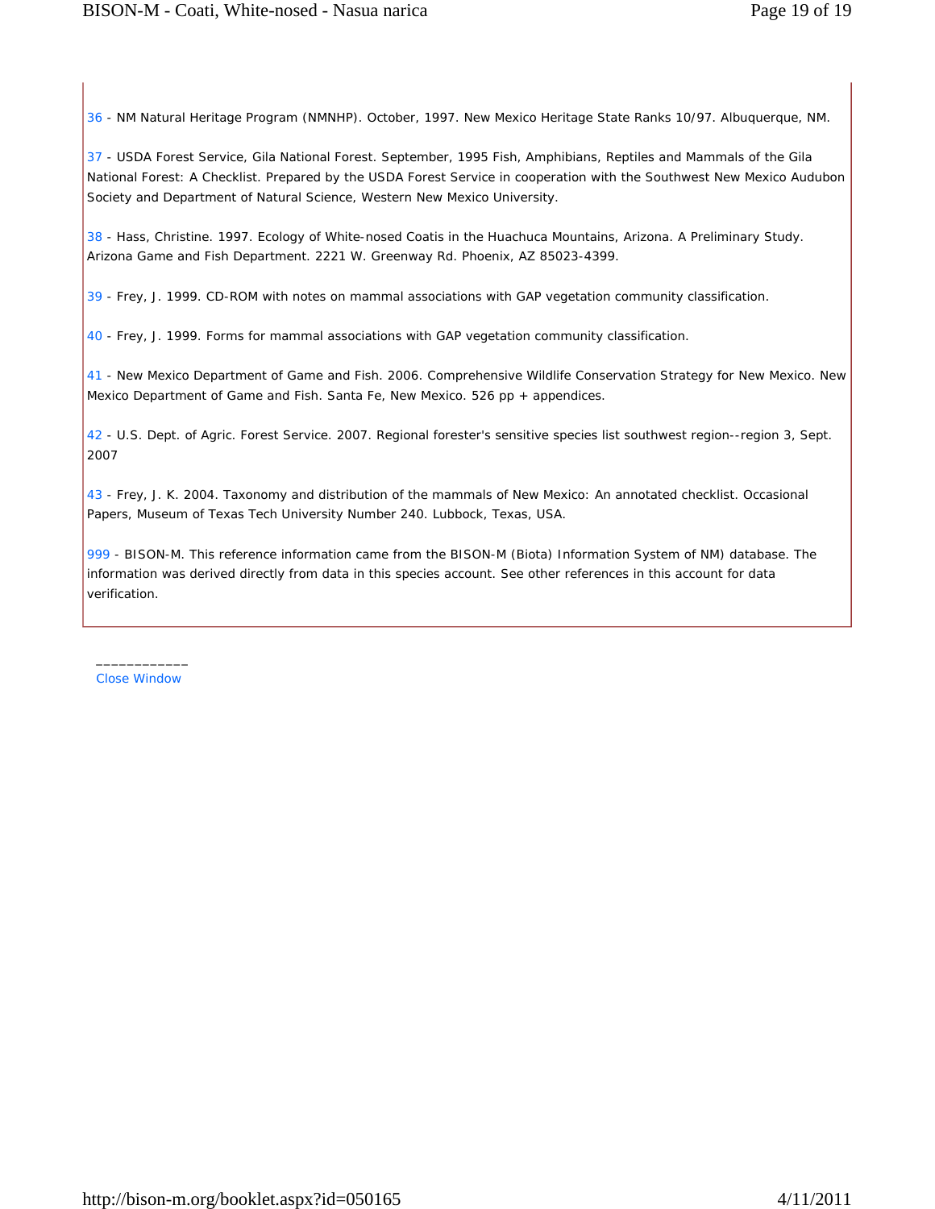36 - NM Natural Heritage Program (NMNHP). October, 1997. New Mexico Heritage State Ranks 10/97. Albuquerque, NM.

37 - USDA Forest Service, Gila National Forest. September, 1995 Fish, Amphibians, Reptiles and Mammals of the Gila National Forest: A Checklist. Prepared by the USDA Forest Service in cooperation with the Southwest New Mexico Audubon Society and Department of Natural Science, Western New Mexico University.

38 - Hass, Christine. 1997. Ecology of White-nosed Coatis in the Huachuca Mountains, Arizona. A Preliminary Study. Arizona Game and Fish Department. 2221 W. Greenway Rd. Phoenix, AZ 85023-4399.

39 - Frey, J. 1999. CD-ROM with notes on mammal associations with GAP vegetation community classification.

40 - Frey, J. 1999. Forms for mammal associations with GAP vegetation community classification.

41 - New Mexico Department of Game and Fish. 2006. Comprehensive Wildlife Conservation Strategy for New Mexico. New Mexico Department of Game and Fish. Santa Fe, New Mexico. 526 pp + appendices.

42 - U.S. Dept. of Agric. Forest Service. 2007. Regional forester's sensitive species list southwest region--region 3, Sept. 2007

43 - Frey, J. K. 2004. Taxonomy and distribution of the mammals of New Mexico: An annotated checklist. Occasional Papers, Museum of Texas Tech University Number 240. Lubbock, Texas, USA.

999 - BISON-M. This reference information came from the BISON-M (Biota) Information System of NM) database. The information was derived directly from data in this species account. See other references in this account for data verification.

\_\_\_\_\_\_\_\_\_\_\_\_
Close Window